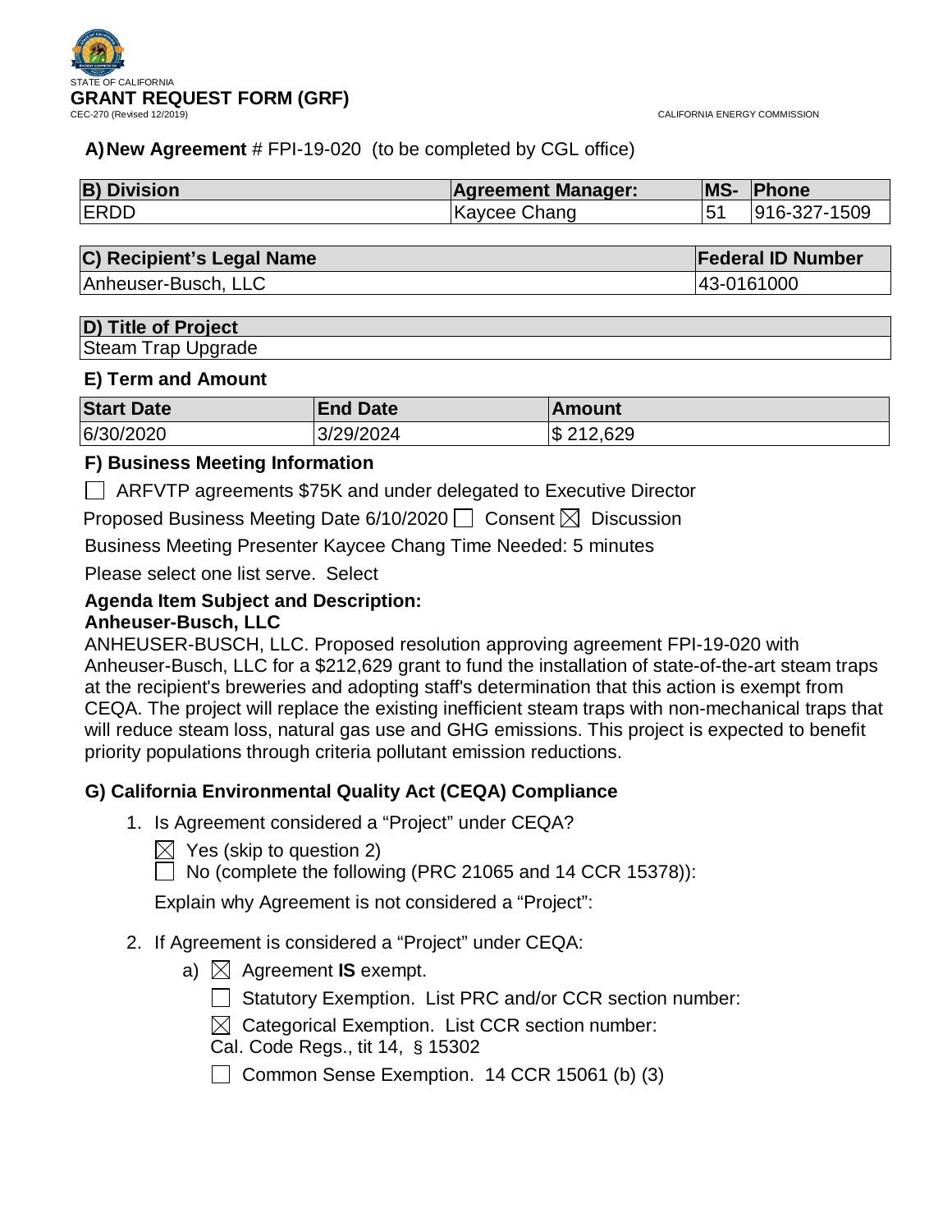STATE OF CALIFORNIA

# GRANT REQUEST FORM (GRF)

CEC-270 (Revised 12/2019)

CALIFORNIA ENERGY COMMISSION

**A) New Agreement** # FPI-19-020 (to be completed by CGL office)

| B) Division | Agreement Manager: | MS- | Phone |
|---|---|---|---|
| ERDD | Kaycee Chang | 51 | 916-327-1509 |

| C) Recipient's Legal Name | Federal ID Number |
|---|---|
| Anheuser-Busch, LLC | 43-0161000 |

| D) Title of Project |
|---|
| Steam Trap Upgrade |

### E) Term and Amount

| Start Date | End Date | Amount |
|---|---|---|
| 6/30/2020 | 3/29/2024 | $ 212,629 |

### F) Business Meeting Information

☐ ARFVTP agreements $75K and under delegated to Executive Director

Proposed Business Meeting Date 6/10/2020 ☐ Consent ☒ Discussion

Business Meeting Presenter Kaycee Chang Time Needed: 5 minutes

Please select one list serve. Select

**Agenda Item Subject and Description:**
**Anheuser-Busch, LLC**

ANHEUSER-BUSCH, LLC. Proposed resolution approving agreement FPI-19-020 with Anheuser-Busch, LLC for a $212,629 grant to fund the installation of state-of-the-art steam traps at the recipient's breweries and adopting staff's determination that this action is exempt from CEQA. The project will replace the existing inefficient steam traps with non-mechanical traps that will reduce steam loss, natural gas use and GHG emissions. This project is expected to benefit priority populations through criteria pollutant emission reductions.

### G) California Environmental Quality Act (CEQA) Compliance

1. Is Agreement considered a "Project" under CEQA?

   ☒ Yes (skip to question 2)

   ☐ No (complete the following (PRC 21065 and 14 CCR 15378)):

   Explain why Agreement is not considered a "Project":

2. If Agreement is considered a "Project" under CEQA:

   a) ☒ Agreement **IS** exempt.

      ☐ Statutory Exemption. List PRC and/or CCR section number:

      ☒ Categorical Exemption. List CCR section number:
      Cal. Code Regs., tit 14, § 15302

      ☐ Common Sense Exemption. 14 CCR 15061 (b) (3)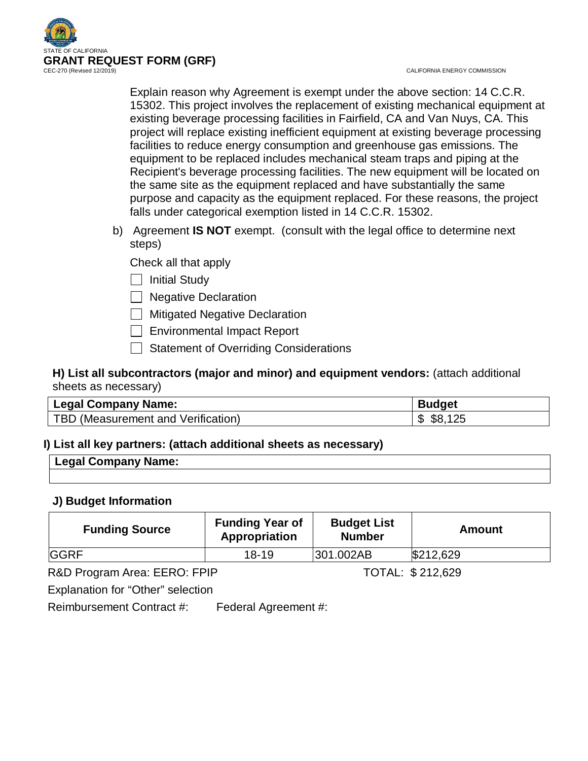Explain reason why Agreement is exempt under the above section: 14 C.C.R. 15302. This project involves the replacement of existing mechanical equipment at existing beverage processing facilities in Fairfield, CA and Van Nuys, CA. This project will replace existing inefficient equipment at existing beverage processing facilities to reduce energy consumption and greenhouse gas emissions. The equipment to be replaced includes mechanical steam traps and piping at the Recipient's beverage processing facilities. The new equipment will be located on the same site as the equipment replaced and have substantially the same purpose and capacity as the equipment replaced. For these reasons, the project falls under categorical exemption listed in 14 C.C.R. 15302.

b) Agreement **IS NOT** exempt. (consult with the legal office to determine next steps)

Check all that apply

- [ ] Initial Study
- [ ] Negative Declaration
- [ ] Mitigated Negative Declaration
- [ ] Environmental Impact Report
- [ ] Statement of Overriding Considerations

**H) List all subcontractors (major and minor) and equipment vendors:** (attach additional sheets as necessary)

| Legal Company Name: | Budget |
|---|---|
| TBD (Measurement and Verification) | $ $8,125 |

**I) List all key partners: (attach additional sheets as necessary)**

| Legal Company Name: |
|---|
| |

**J) Budget Information**

| Funding Source | Funding Year of Appropriation | Budget List Number | Amount |
|---|---|---|---|
| GGRF | 18-19 | 301.002AB | $212,629 |

R&D Program Area: EERO: FPIP TOTAL: $ 212,629

Explanation for "Other" selection

Reimbursement Contract #: Federal Agreement #: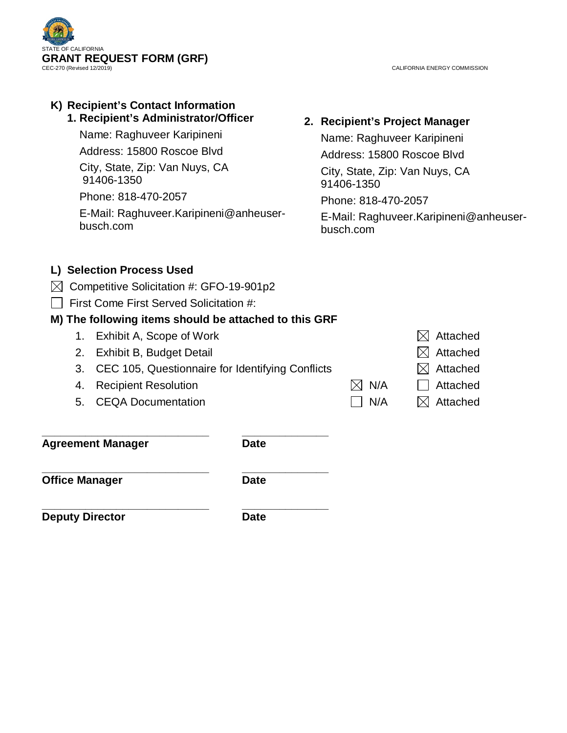STATE OF CALIFORNIA

# GRANT REQUEST FORM (GRF)

CEC-270 (Revised 12/2019)

CALIFORNIA ENERGY COMMISSION

## K) Recipient's Contact Information

### 1. Recipient's Administrator/Officer

Name: Raghuveer Karipineni

Address: 15800 Roscoe Blvd

City, State, Zip: Van Nuys, CA 91406-1350

Phone: 818-470-2057

E-Mail: Raghuveer.Karipineni@anheuser-busch.com

### 2. Recipient's Project Manager

Name: Raghuveer Karipineni

Address: 15800 Roscoe Blvd

City, State, Zip: Van Nuys, CA 91406-1350

Phone: 818-470-2057

E-Mail: Raghuveer.Karipineni@anheuser-busch.com

## L) Selection Process Used

☒ Competitive Solicitation #: GFO-19-901p2

☐ First Come First Served Solicitation #:

## M) The following items should be attached to this GRF

| | Item | N/A | Attached |
|---|---|---|---|
| 1. | Exhibit A, Scope of Work | | ☒ Attached |
| 2. | Exhibit B, Budget Detail | | ☒ Attached |
| 3. | CEC 105, Questionnaire for Identifying Conflicts | | ☒ Attached |
| 4. | Recipient Resolution | ☒ N/A | ☐ Attached |
| 5. | CEQA Documentation | ☐ N/A | ☒ Attached |

_____________________________ _______________

**Agreement Manager** **Date**

_____________________________ _______________

**Office Manager** **Date**

_____________________________ _______________

**Deputy Director** **Date**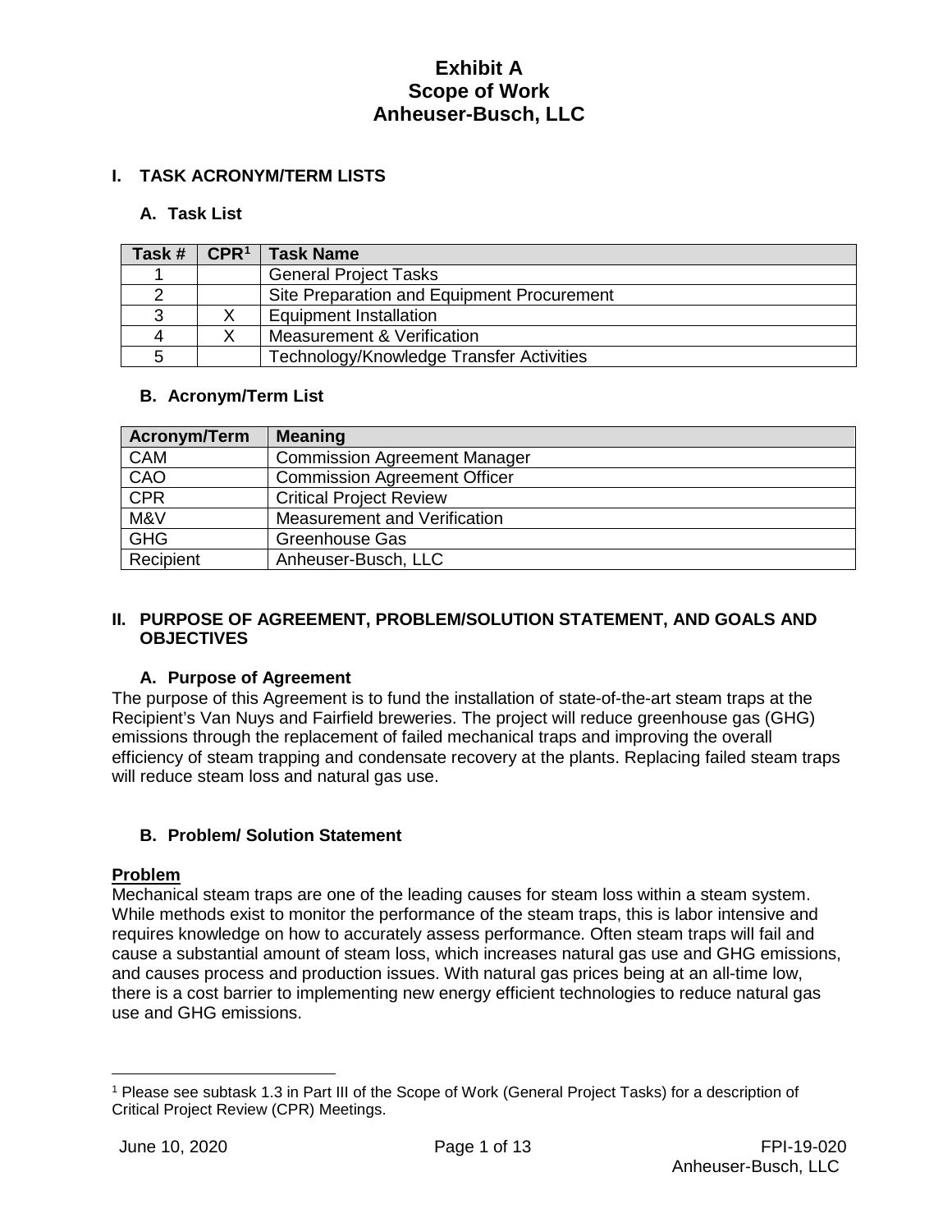# Exhibit A
# Scope of Work
# Anheuser-Busch, LLC

## I. TASK ACRONYM/TERM LISTS

### A. Task List

| Task # | CPR[1] | Task Name |
|---|---|---|
| 1 | | General Project Tasks |
| 2 | | Site Preparation and Equipment Procurement |
| 3 | X | Equipment Installation |
| 4 | X | Measurement & Verification |
| 5 | | Technology/Knowledge Transfer Activities |

### B. Acronym/Term List

| Acronym/Term | Meaning |
|---|---|
| CAM | Commission Agreement Manager |
| CAO | Commission Agreement Officer |
| CPR | Critical Project Review |
| M&V | Measurement and Verification |
| GHG | Greenhouse Gas |
| Recipient | Anheuser-Busch, LLC |

## II. PURPOSE OF AGREEMENT, PROBLEM/SOLUTION STATEMENT, AND GOALS AND OBJECTIVES

### A. Purpose of Agreement

The purpose of this Agreement is to fund the installation of state-of-the-art steam traps at the Recipient's Van Nuys and Fairfield breweries. The project will reduce greenhouse gas (GHG) emissions through the replacement of failed mechanical traps and improving the overall efficiency of steam trapping and condensate recovery at the plants. Replacing failed steam traps will reduce steam loss and natural gas use.

### B. Problem/ Solution Statement

**Problem**

Mechanical steam traps are one of the leading causes for steam loss within a steam system. While methods exist to monitor the performance of the steam traps, this is labor intensive and requires knowledge on how to accurately assess performance. Often steam traps will fail and cause a substantial amount of steam loss, which increases natural gas use and GHG emissions, and causes process and production issues. With natural gas prices being at an all-time low, there is a cost barrier to implementing new energy efficient technologies to reduce natural gas use and GHG emissions.

---

[1] Please see subtask 1.3 in Part III of the Scope of Work (General Project Tasks) for a description of Critical Project Review (CPR) Meetings.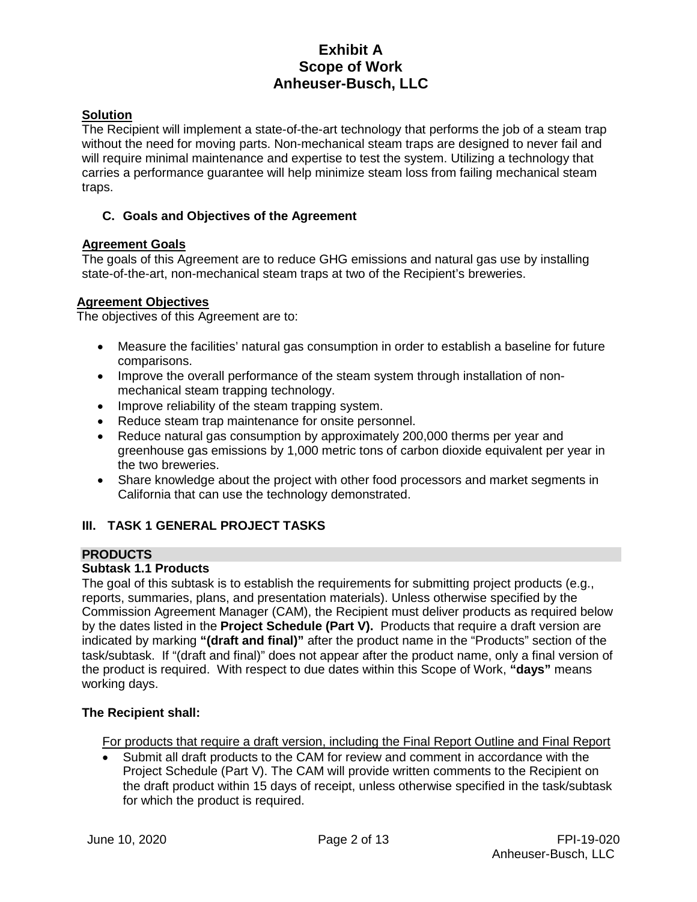### Solution

The Recipient will implement a state-of-the-art technology that performs the job of a steam trap without the need for moving parts. Non-mechanical steam traps are designed to never fail and will require minimal maintenance and expertise to test the system. Utilizing a technology that carries a performance guarantee will help minimize steam loss from failing mechanical steam traps.

## C. Goals and Objectives of the Agreement

### Agreement Goals

The goals of this Agreement are to reduce GHG emissions and natural gas use by installing state-of-the-art, non-mechanical steam traps at two of the Recipient's breweries.

### Agreement Objectives

The objectives of this Agreement are to:

- Measure the facilities' natural gas consumption in order to establish a baseline for future comparisons.
- Improve the overall performance of the steam system through installation of non-mechanical steam trapping technology.
- Improve reliability of the steam trapping system.
- Reduce steam trap maintenance for onsite personnel.
- Reduce natural gas consumption by approximately 200,000 therms per year and greenhouse gas emissions by 1,000 metric tons of carbon dioxide equivalent per year in the two breweries.
- Share knowledge about the project with other food processors and market segments in California that can use the technology demonstrated.

# III. TASK 1 GENERAL PROJECT TASKS

**PRODUCTS**

### Subtask 1.1 Products

The goal of this subtask is to establish the requirements for submitting project products (e.g., reports, summaries, plans, and presentation materials). Unless otherwise specified by the Commission Agreement Manager (CAM), the Recipient must deliver products as required below by the dates listed in the **Project Schedule (Part V).** Products that require a draft version are indicated by marking **"(draft and final)"** after the product name in the "Products" section of the task/subtask. If "(draft and final)" does not appear after the product name, only a final version of the product is required. With respect to due dates within this Scope of Work, **"days"** means working days.

**The Recipient shall:**

For products that require a draft version, including the Final Report Outline and Final Report

- Submit all draft products to the CAM for review and comment in accordance with the Project Schedule (Part V). The CAM will provide written comments to the Recipient on the draft product within 15 days of receipt, unless otherwise specified in the task/subtask for which the product is required.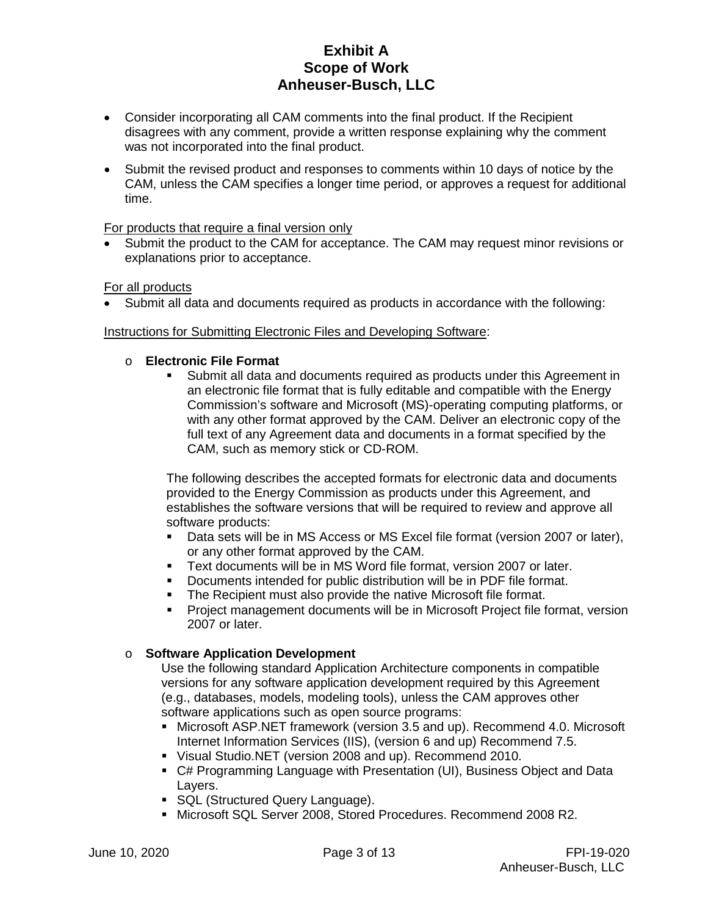- Consider incorporating all CAM comments into the final product. If the Recipient disagrees with any comment, provide a written response explaining why the comment was not incorporated into the final product.
- Submit the revised product and responses to comments within 10 days of notice by the CAM, unless the CAM specifies a longer time period, or approves a request for additional time.

<u>For products that require a final version only</u>

- Submit the product to the CAM for acceptance. The CAM may request minor revisions or explanations prior to acceptance.

<u>For all products</u>

- Submit all data and documents required as products in accordance with the following:

<u>Instructions for Submitting Electronic Files and Developing Software</u>:

- **Electronic File Format**
  - Submit all data and documents required as products under this Agreement in an electronic file format that is fully editable and compatible with the Energy Commission's software and Microsoft (MS)-operating computing platforms, or with any other format approved by the CAM. Deliver an electronic copy of the full text of any Agreement data and documents in a format specified by the CAM, such as memory stick or CD-ROM.

  The following describes the accepted formats for electronic data and documents provided to the Energy Commission as products under this Agreement, and establishes the software versions that will be required to review and approve all software products:
  - Data sets will be in MS Access or MS Excel file format (version 2007 or later), or any other format approved by the CAM.
  - Text documents will be in MS Word file format, version 2007 or later.
  - Documents intended for public distribution will be in PDF file format.
  - The Recipient must also provide the native Microsoft file format.
  - Project management documents will be in Microsoft Project file format, version 2007 or later.

- **Software Application Development**

  Use the following standard Application Architecture components in compatible versions for any software application development required by this Agreement (e.g., databases, models, modeling tools), unless the CAM approves other software applications such as open source programs:
  - Microsoft ASP.NET framework (version 3.5 and up). Recommend 4.0. Microsoft Internet Information Services (IIS), (version 6 and up) Recommend 7.5.
  - Visual Studio.NET (version 2008 and up). Recommend 2010.
  - C# Programming Language with Presentation (UI), Business Object and Data Layers.
  - SQL (Structured Query Language).
  - Microsoft SQL Server 2008, Stored Procedures. Recommend 2008 R2.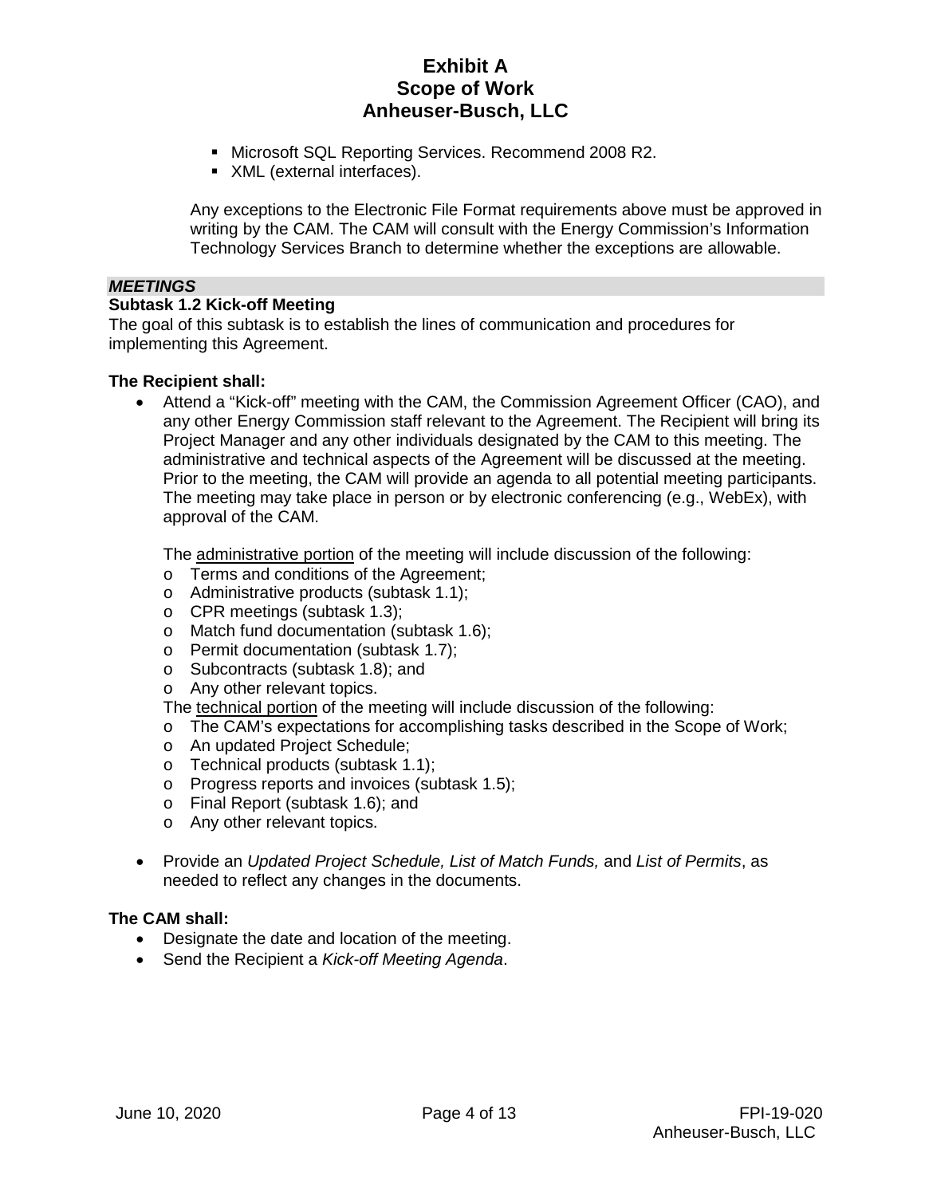- Microsoft SQL Reporting Services. Recommend 2008 R2.
- XML (external interfaces).

Any exceptions to the Electronic File Format requirements above must be approved in writing by the CAM. The CAM will consult with the Energy Commission's Information Technology Services Branch to determine whether the exceptions are allowable.

***MEETINGS***

**Subtask 1.2 Kick-off Meeting**

The goal of this subtask is to establish the lines of communication and procedures for implementing this Agreement.

**The Recipient shall:**

- Attend a "Kick-off" meeting with the CAM, the Commission Agreement Officer (CAO), and any other Energy Commission staff relevant to the Agreement. The Recipient will bring its Project Manager and any other individuals designated by the CAM to this meeting. The administrative and technical aspects of the Agreement will be discussed at the meeting. Prior to the meeting, the CAM will provide an agenda to all potential meeting participants. The meeting may take place in person or by electronic conferencing (e.g., WebEx), with approval of the CAM.

  The administrative portion of the meeting will include discussion of the following:
  - Terms and conditions of the Agreement;
  - Administrative products (subtask 1.1);
  - CPR meetings (subtask 1.3);
  - Match fund documentation (subtask 1.6);
  - Permit documentation (subtask 1.7);
  - Subcontracts (subtask 1.8); and
  - Any other relevant topics.

  The technical portion of the meeting will include discussion of the following:
  - The CAM's expectations for accomplishing tasks described in the Scope of Work;
  - An updated Project Schedule;
  - Technical products (subtask 1.1);
  - Progress reports and invoices (subtask 1.5);
  - Final Report (subtask 1.6); and
  - Any other relevant topics.

- Provide an *Updated Project Schedule, List of Match Funds,* and *List of Permits*, as needed to reflect any changes in the documents.

**The CAM shall:**

- Designate the date and location of the meeting.
- Send the Recipient a *Kick-off Meeting Agenda*.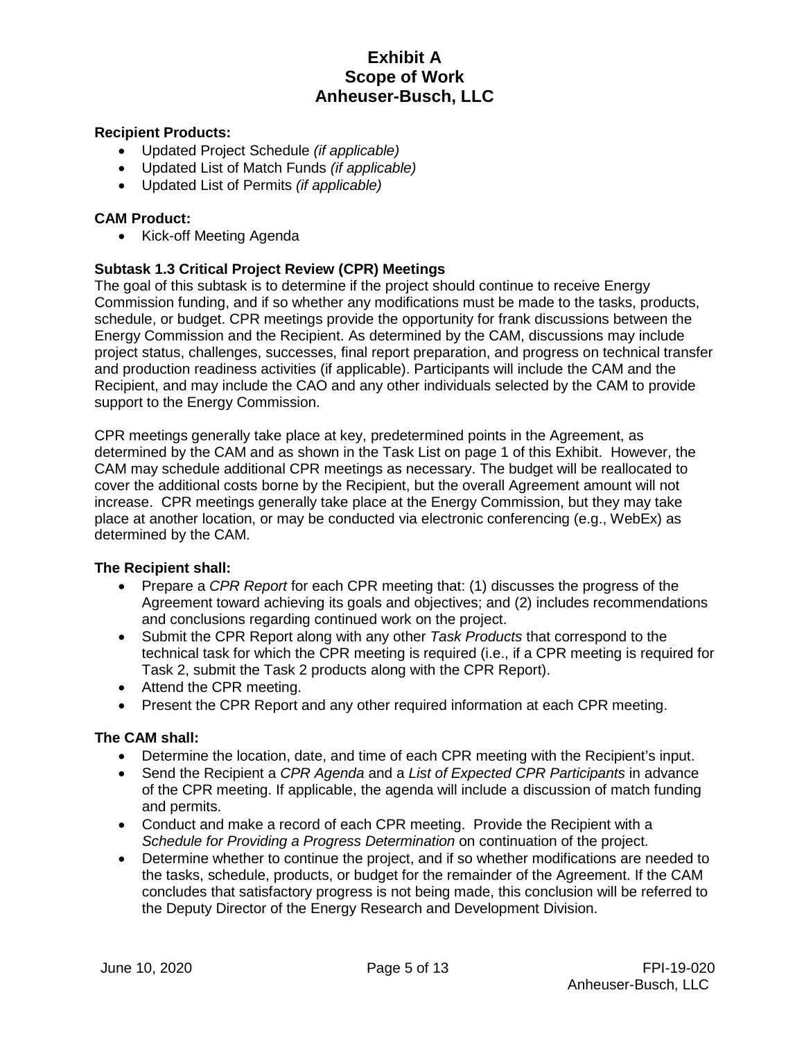**Recipient Products:**

- Updated Project Schedule *(if applicable)*
- Updated List of Match Funds *(if applicable)*
- Updated List of Permits *(if applicable)*

**CAM Product:**

- Kick-off Meeting Agenda

### Subtask 1.3 Critical Project Review (CPR) Meetings

The goal of this subtask is to determine if the project should continue to receive Energy Commission funding, and if so whether any modifications must be made to the tasks, products, schedule, or budget. CPR meetings provide the opportunity for frank discussions between the Energy Commission and the Recipient. As determined by the CAM, discussions may include project status, challenges, successes, final report preparation, and progress on technical transfer and production readiness activities (if applicable). Participants will include the CAM and the Recipient, and may include the CAO and any other individuals selected by the CAM to provide support to the Energy Commission.

CPR meetings generally take place at key, predetermined points in the Agreement, as determined by the CAM and as shown in the Task List on page 1 of this Exhibit. However, the CAM may schedule additional CPR meetings as necessary. The budget will be reallocated to cover the additional costs borne by the Recipient, but the overall Agreement amount will not increase. CPR meetings generally take place at the Energy Commission, but they may take place at another location, or may be conducted via electronic conferencing (e.g., WebEx) as determined by the CAM.

**The Recipient shall:**

- Prepare a *CPR Report* for each CPR meeting that: (1) discusses the progress of the Agreement toward achieving its goals and objectives; and (2) includes recommendations and conclusions regarding continued work on the project.
- Submit the CPR Report along with any other *Task Products* that correspond to the technical task for which the CPR meeting is required (i.e., if a CPR meeting is required for Task 2, submit the Task 2 products along with the CPR Report).
- Attend the CPR meeting.
- Present the CPR Report and any other required information at each CPR meeting.

**The CAM shall:**

- Determine the location, date, and time of each CPR meeting with the Recipient's input.
- Send the Recipient a *CPR Agenda* and a *List of Expected CPR Participants* in advance of the CPR meeting. If applicable, the agenda will include a discussion of match funding and permits.
- Conduct and make a record of each CPR meeting. Provide the Recipient with a *Schedule for Providing a Progress Determination* on continuation of the project.
- Determine whether to continue the project, and if so whether modifications are needed to the tasks, schedule, products, or budget for the remainder of the Agreement. If the CAM concludes that satisfactory progress is not being made, this conclusion will be referred to the Deputy Director of the Energy Research and Development Division.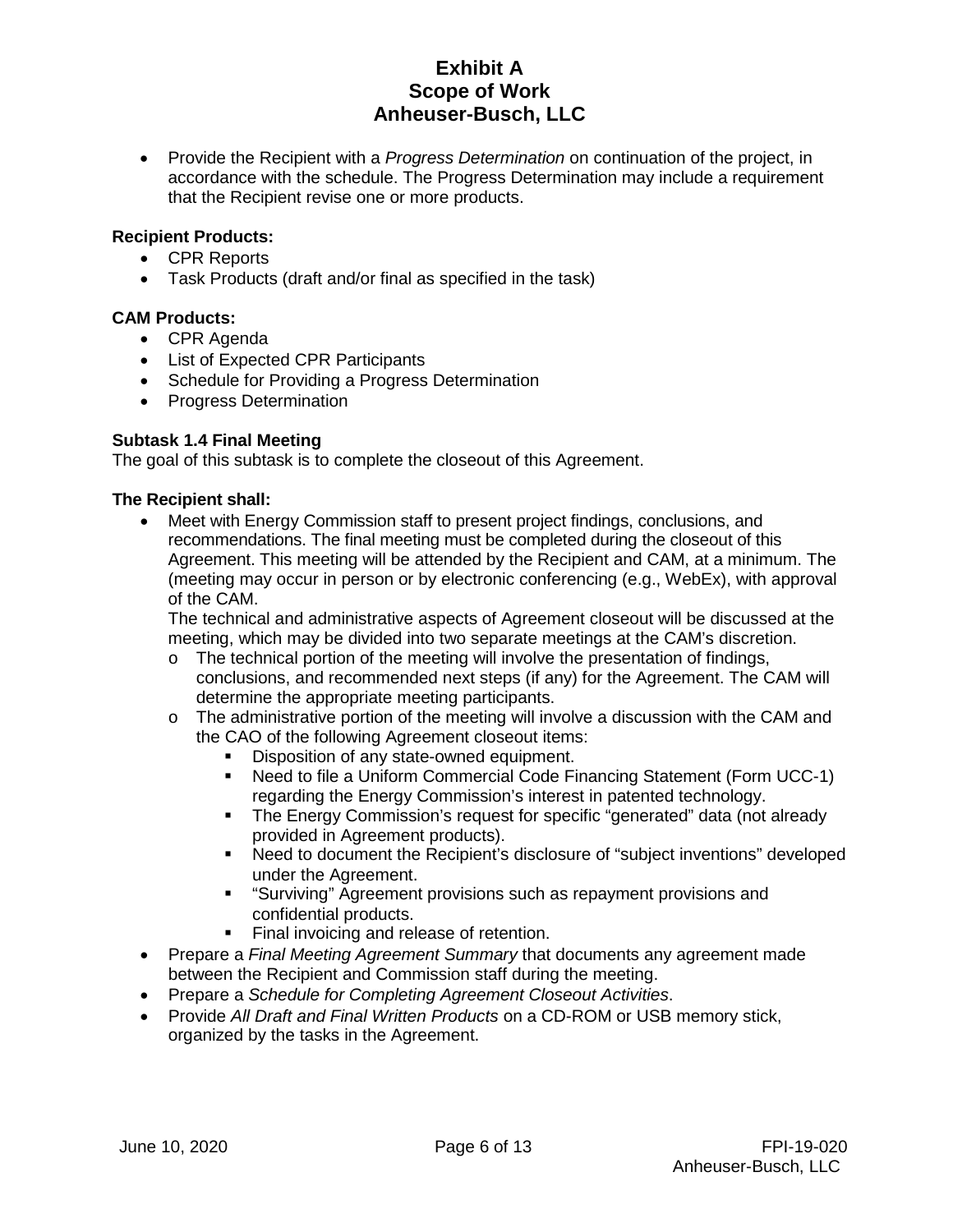- Provide the Recipient with a *Progress Determination* on continuation of the project, in accordance with the schedule. The Progress Determination may include a requirement that the Recipient revise one or more products.

**Recipient Products:**
- CPR Reports
- Task Products (draft and/or final as specified in the task)

**CAM Products:**
- CPR Agenda
- List of Expected CPR Participants
- Schedule for Providing a Progress Determination
- Progress Determination

**Subtask 1.4 Final Meeting**
The goal of this subtask is to complete the closeout of this Agreement.

**The Recipient shall:**
- Meet with Energy Commission staff to present project findings, conclusions, and recommendations. The final meeting must be completed during the closeout of this Agreement. This meeting will be attended by the Recipient and CAM, at a minimum. The (meeting may occur in person or by electronic conferencing (e.g., WebEx), with approval of the CAM.
  The technical and administrative aspects of Agreement closeout will be discussed at the meeting, which may be divided into two separate meetings at the CAM's discretion.
  - The technical portion of the meeting will involve the presentation of findings, conclusions, and recommended next steps (if any) for the Agreement. The CAM will determine the appropriate meeting participants.
  - The administrative portion of the meeting will involve a discussion with the CAM and the CAO of the following Agreement closeout items:
    - Disposition of any state-owned equipment.
    - Need to file a Uniform Commercial Code Financing Statement (Form UCC-1) regarding the Energy Commission's interest in patented technology.
    - The Energy Commission's request for specific "generated" data (not already provided in Agreement products).
    - Need to document the Recipient's disclosure of "subject inventions" developed under the Agreement.
    - "Surviving" Agreement provisions such as repayment provisions and confidential products.
    - Final invoicing and release of retention.
- Prepare a *Final Meeting Agreement Summary* that documents any agreement made between the Recipient and Commission staff during the meeting.
- Prepare a *Schedule for Completing Agreement Closeout Activities*.
- Provide *All Draft and Final Written Products* on a CD-ROM or USB memory stick, organized by the tasks in the Agreement.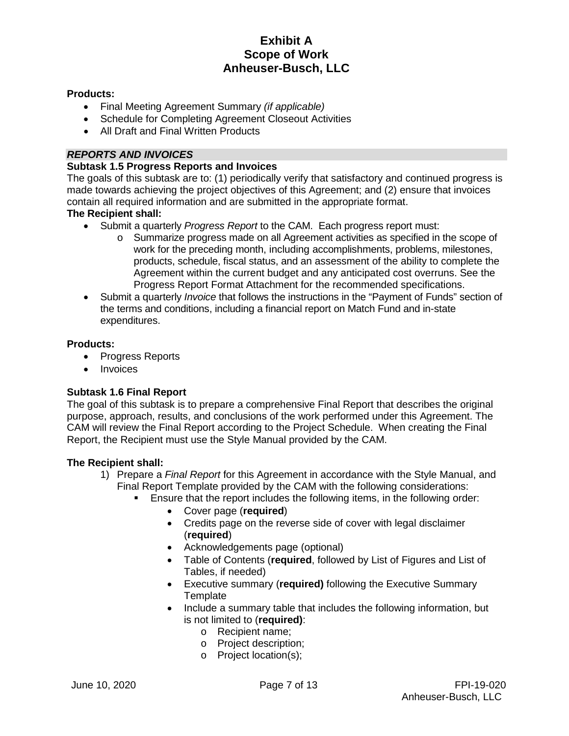**Products:**

- Final Meeting Agreement Summary *(if applicable)*
- Schedule for Completing Agreement Closeout Activities
- All Draft and Final Written Products

### *REPORTS AND INVOICES*

**Subtask 1.5 Progress Reports and Invoices**

The goals of this subtask are to: (1) periodically verify that satisfactory and continued progress is made towards achieving the project objectives of this Agreement; and (2) ensure that invoices contain all required information and are submitted in the appropriate format.

**The Recipient shall:**

- Submit a quarterly *Progress Report* to the CAM. Each progress report must:
  - Summarize progress made on all Agreement activities as specified in the scope of work for the preceding month, including accomplishments, problems, milestones, products, schedule, fiscal status, and an assessment of the ability to complete the Agreement within the current budget and any anticipated cost overruns. See the Progress Report Format Attachment for the recommended specifications.
- Submit a quarterly *Invoice* that follows the instructions in the "Payment of Funds" section of the terms and conditions, including a financial report on Match Fund and in-state expenditures.

**Products:**

- Progress Reports
- Invoices

**Subtask 1.6 Final Report**

The goal of this subtask is to prepare a comprehensive Final Report that describes the original purpose, approach, results, and conclusions of the work performed under this Agreement. The CAM will review the Final Report according to the Project Schedule. When creating the Final Report, the Recipient must use the Style Manual provided by the CAM.

**The Recipient shall:**

1) Prepare a *Final Report* for this Agreement in accordance with the Style Manual, and Final Report Template provided by the CAM with the following considerations:
   - Ensure that the report includes the following items, in the following order:
     - Cover page (**required**)
     - Credits page on the reverse side of cover with legal disclaimer (**required**)
     - Acknowledgements page (optional)
     - Table of Contents (**required**, followed by List of Figures and List of Tables, if needed)
     - Executive summary (**required)** following the Executive Summary Template
     - Include a summary table that includes the following information, but is not limited to (**required)**:
       - Recipient name;
       - Project description;
       - Project location(s);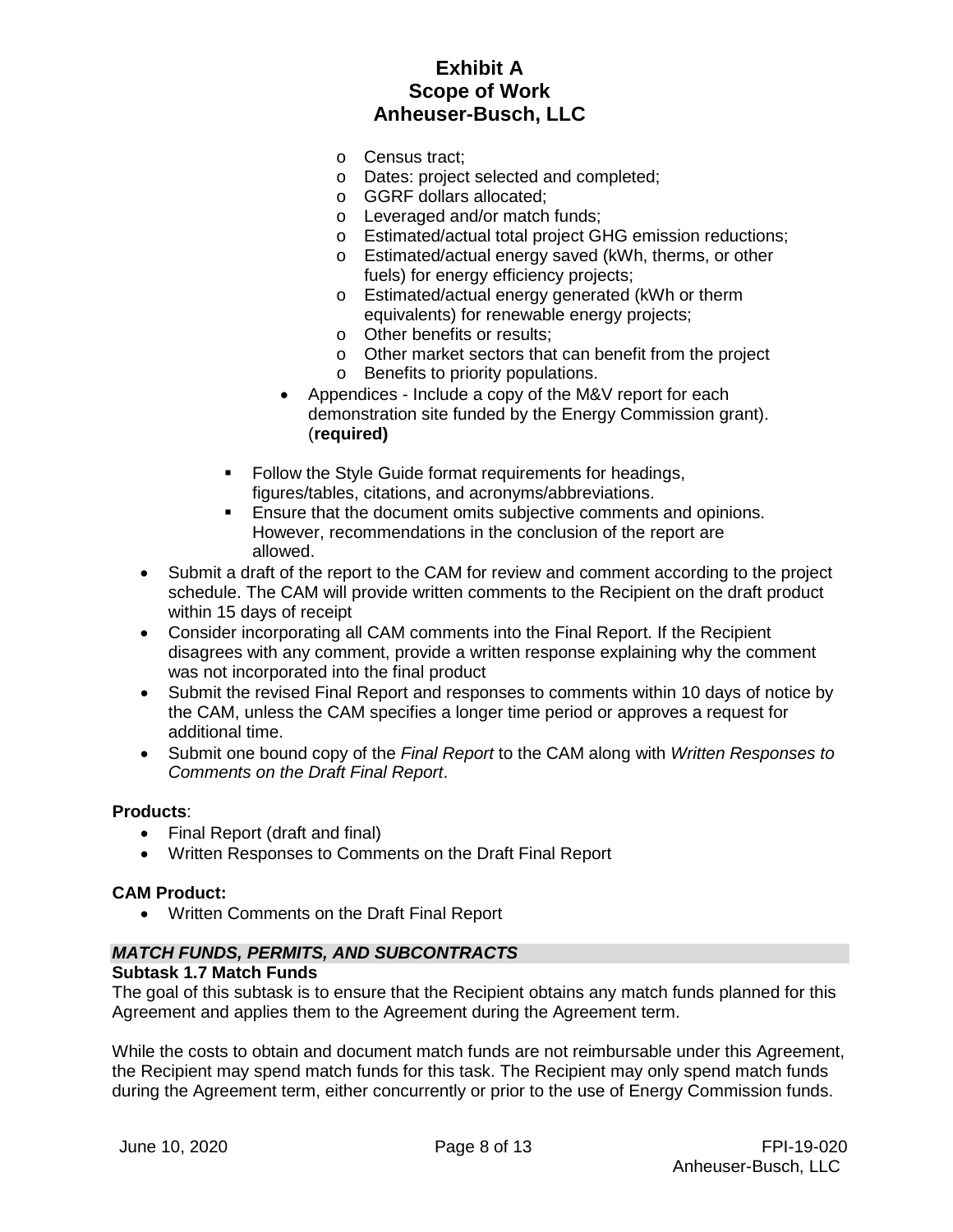- Census tract;
  - Dates: project selected and completed;
  - GGRF dollars allocated;
  - Leveraged and/or match funds;
  - Estimated/actual total project GHG emission reductions;
  - Estimated/actual energy saved (kWh, therms, or other fuels) for energy efficiency projects;
  - Estimated/actual energy generated (kWh or therm equivalents) for renewable energy projects;
  - Other benefits or results;
  - Other market sectors that can benefit from the project
  - Benefits to priority populations.
- Appendices - Include a copy of the M&V report for each demonstration site funded by the Energy Commission grant). (**required)**

  - Follow the Style Guide format requirements for headings, figures/tables, citations, and acronyms/abbreviations.
  - Ensure that the document omits subjective comments and opinions. However, recommendations in the conclusion of the report are allowed.

- Submit a draft of the report to the CAM for review and comment according to the project schedule. The CAM will provide written comments to the Recipient on the draft product within 15 days of receipt
- Consider incorporating all CAM comments into the Final Report. If the Recipient disagrees with any comment, provide a written response explaining why the comment was not incorporated into the final product
- Submit the revised Final Report and responses to comments within 10 days of notice by the CAM, unless the CAM specifies a longer time period or approves a request for additional time.
- Submit one bound copy of the *Final Report* to the CAM along with *Written Responses to Comments on the Draft Final Report*.

**Products**:

- Final Report (draft and final)
- Written Responses to Comments on the Draft Final Report

**CAM Product:**

- Written Comments on the Draft Final Report

***MATCH FUNDS, PERMITS, AND SUBCONTRACTS***

**Subtask 1.7 Match Funds**

The goal of this subtask is to ensure that the Recipient obtains any match funds planned for this Agreement and applies them to the Agreement during the Agreement term.

While the costs to obtain and document match funds are not reimbursable under this Agreement, the Recipient may spend match funds for this task. The Recipient may only spend match funds during the Agreement term, either concurrently or prior to the use of Energy Commission funds.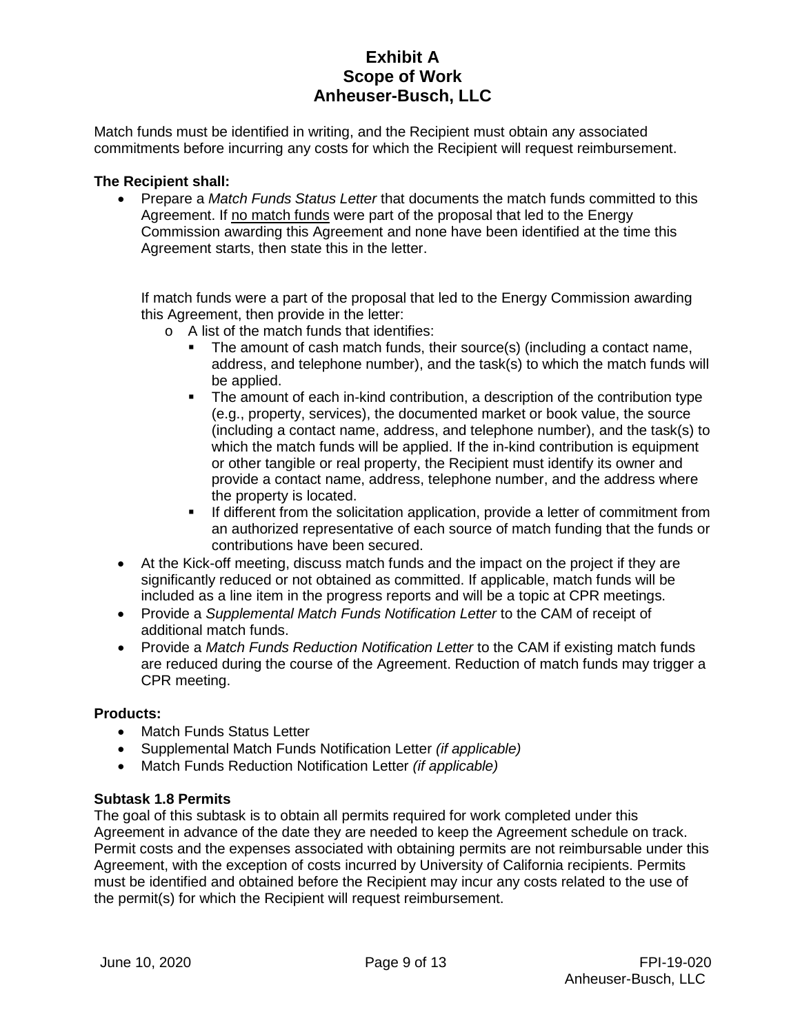Match funds must be identified in writing, and the Recipient must obtain any associated commitments before incurring any costs for which the Recipient will request reimbursement.

**The Recipient shall:**

- Prepare a *Match Funds Status Letter* that documents the match funds committed to this Agreement. If no match funds were part of the proposal that led to the Energy Commission awarding this Agreement and none have been identified at the time this Agreement starts, then state this in the letter.

  If match funds were a part of the proposal that led to the Energy Commission awarding this Agreement, then provide in the letter:
  - A list of the match funds that identifies:
    - The amount of cash match funds, their source(s) (including a contact name, address, and telephone number), and the task(s) to which the match funds will be applied.
    - The amount of each in-kind contribution, a description of the contribution type (e.g., property, services), the documented market or book value, the source (including a contact name, address, and telephone number), and the task(s) to which the match funds will be applied. If the in-kind contribution is equipment or other tangible or real property, the Recipient must identify its owner and provide a contact name, address, telephone number, and the address where the property is located.
    - If different from the solicitation application, provide a letter of commitment from an authorized representative of each source of match funding that the funds or contributions have been secured.
- At the Kick-off meeting, discuss match funds and the impact on the project if they are significantly reduced or not obtained as committed. If applicable, match funds will be included as a line item in the progress reports and will be a topic at CPR meetings.
- Provide a *Supplemental Match Funds Notification Letter* to the CAM of receipt of additional match funds.
- Provide a *Match Funds Reduction Notification Letter* to the CAM if existing match funds are reduced during the course of the Agreement. Reduction of match funds may trigger a CPR meeting.

**Products:**

- Match Funds Status Letter
- Supplemental Match Funds Notification Letter *(if applicable)*
- Match Funds Reduction Notification Letter *(if applicable)*

**Subtask 1.8 Permits**

The goal of this subtask is to obtain all permits required for work completed under this Agreement in advance of the date they are needed to keep the Agreement schedule on track. Permit costs and the expenses associated with obtaining permits are not reimbursable under this Agreement, with the exception of costs incurred by University of California recipients. Permits must be identified and obtained before the Recipient may incur any costs related to the use of the permit(s) for which the Recipient will request reimbursement.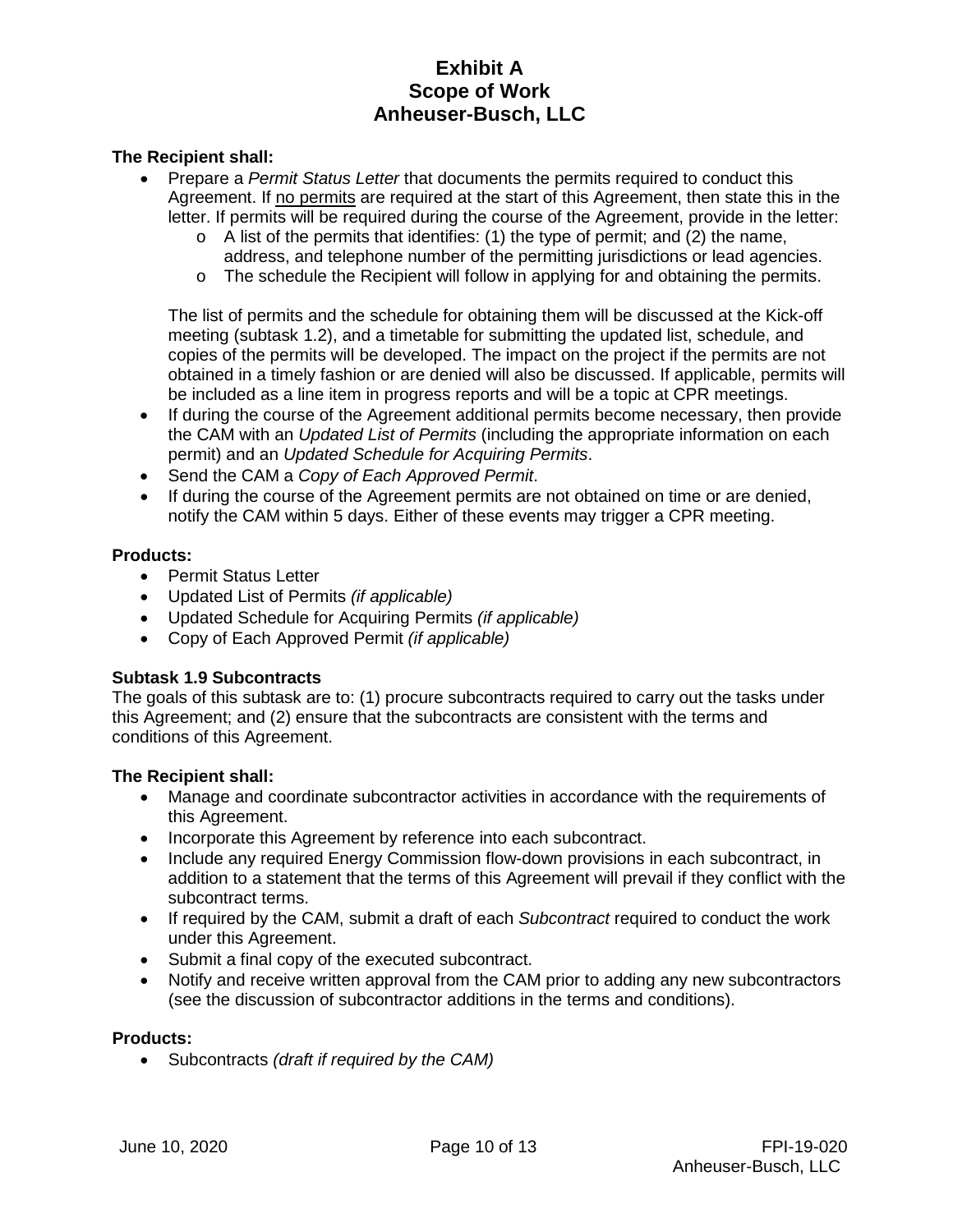**The Recipient shall:**

- Prepare a *Permit Status Letter* that documents the permits required to conduct this Agreement. If no permits are required at the start of this Agreement, then state this in the letter. If permits will be required during the course of the Agreement, provide in the letter:
  - A list of the permits that identifies: (1) the type of permit; and (2) the name, address, and telephone number of the permitting jurisdictions or lead agencies.
  - The schedule the Recipient will follow in applying for and obtaining the permits.

  The list of permits and the schedule for obtaining them will be discussed at the Kick-off meeting (subtask 1.2), and a timetable for submitting the updated list, schedule, and copies of the permits will be developed. The impact on the project if the permits are not obtained in a timely fashion or are denied will also be discussed. If applicable, permits will be included as a line item in progress reports and will be a topic at CPR meetings.
- If during the course of the Agreement additional permits become necessary, then provide the CAM with an *Updated List of Permits* (including the appropriate information on each permit) and an *Updated Schedule for Acquiring Permits*.
- Send the CAM a *Copy of Each Approved Permit*.
- If during the course of the Agreement permits are not obtained on time or are denied, notify the CAM within 5 days. Either of these events may trigger a CPR meeting.

**Products:**

- Permit Status Letter
- Updated List of Permits *(if applicable)*
- Updated Schedule for Acquiring Permits *(if applicable)*
- Copy of Each Approved Permit *(if applicable)*

**Subtask 1.9 Subcontracts**

The goals of this subtask are to: (1) procure subcontracts required to carry out the tasks under this Agreement; and (2) ensure that the subcontracts are consistent with the terms and conditions of this Agreement.

**The Recipient shall:**

- Manage and coordinate subcontractor activities in accordance with the requirements of this Agreement.
- Incorporate this Agreement by reference into each subcontract.
- Include any required Energy Commission flow-down provisions in each subcontract, in addition to a statement that the terms of this Agreement will prevail if they conflict with the subcontract terms.
- If required by the CAM, submit a draft of each *Subcontract* required to conduct the work under this Agreement.
- Submit a final copy of the executed subcontract.
- Notify and receive written approval from the CAM prior to adding any new subcontractors (see the discussion of subcontractor additions in the terms and conditions).

**Products:**

- Subcontracts *(draft if required by the CAM)*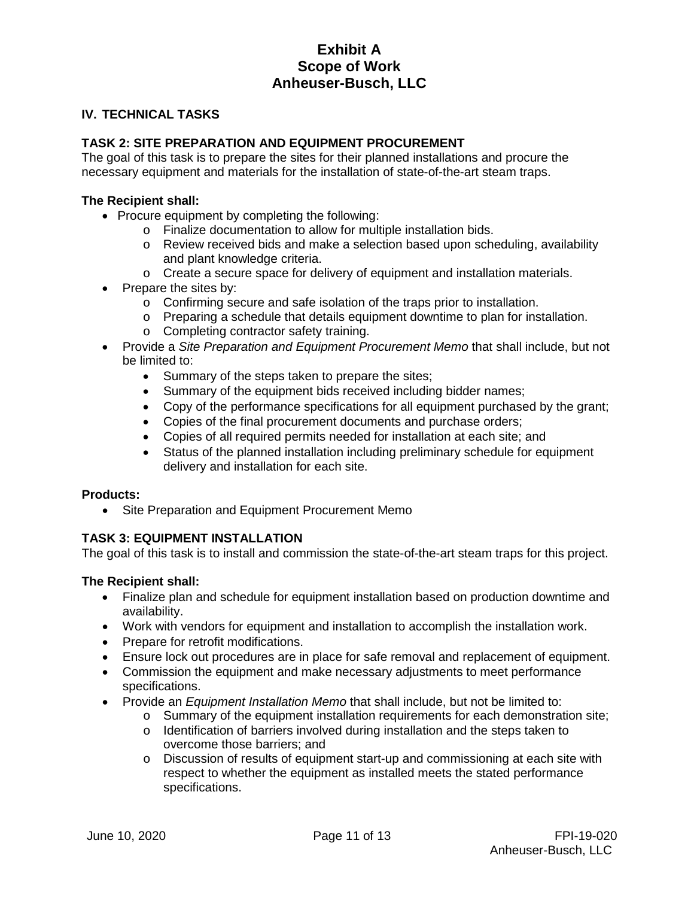# Exhibit A
# Scope of Work
# Anheuser-Busch, LLC

## IV. TECHNICAL TASKS

### TASK 2: SITE PREPARATION AND EQUIPMENT PROCUREMENT

The goal of this task is to prepare the sites for their planned installations and procure the necessary equipment and materials for the installation of state-of-the-art steam traps.

**The Recipient shall:**

- Procure equipment by completing the following:
  - Finalize documentation to allow for multiple installation bids.
  - Review received bids and make a selection based upon scheduling, availability and plant knowledge criteria.
  - Create a secure space for delivery of equipment and installation materials.
- Prepare the sites by:
  - Confirming secure and safe isolation of the traps prior to installation.
  - Preparing a schedule that details equipment downtime to plan for installation.
  - Completing contractor safety training.
- Provide a *Site Preparation and Equipment Procurement Memo* that shall include, but not be limited to:
  - Summary of the steps taken to prepare the sites;
  - Summary of the equipment bids received including bidder names;
  - Copy of the performance specifications for all equipment purchased by the grant;
  - Copies of the final procurement documents and purchase orders;
  - Copies of all required permits needed for installation at each site; and
  - Status of the planned installation including preliminary schedule for equipment delivery and installation for each site.

**Products:**

- Site Preparation and Equipment Procurement Memo

### TASK 3: EQUIPMENT INSTALLATION

The goal of this task is to install and commission the state-of-the-art steam traps for this project.

**The Recipient shall:**

- Finalize plan and schedule for equipment installation based on production downtime and availability.
- Work with vendors for equipment and installation to accomplish the installation work.
- Prepare for retrofit modifications.
- Ensure lock out procedures are in place for safe removal and replacement of equipment.
- Commission the equipment and make necessary adjustments to meet performance specifications.
- Provide an *Equipment Installation Memo* that shall include, but not be limited to:
  - Summary of the equipment installation requirements for each demonstration site;
  - Identification of barriers involved during installation and the steps taken to overcome those barriers; and
  - Discussion of results of equipment start-up and commissioning at each site with respect to whether the equipment as installed meets the stated performance specifications.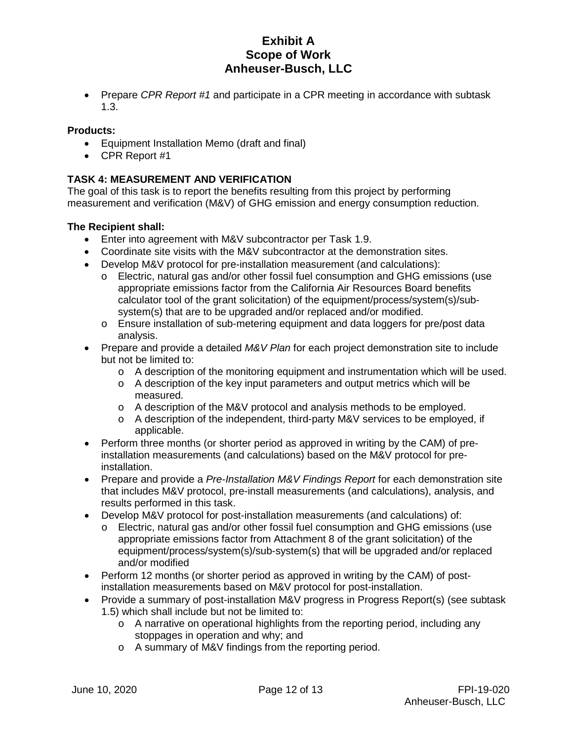- Prepare *CPR Report #1* and participate in a CPR meeting in accordance with subtask 1.3.

**Products:**

- Equipment Installation Memo (draft and final)
- CPR Report #1

### TASK 4: MEASUREMENT AND VERIFICATION

The goal of this task is to report the benefits resulting from this project by performing measurement and verification (M&V) of GHG emission and energy consumption reduction.

**The Recipient shall:**

- Enter into agreement with M&V subcontractor per Task 1.9.
- Coordinate site visits with the M&V subcontractor at the demonstration sites.
- Develop M&V protocol for pre-installation measurement (and calculations):
  - Electric, natural gas and/or other fossil fuel consumption and GHG emissions (use appropriate emissions factor from the California Air Resources Board benefits calculator tool of the grant solicitation) of the equipment/process/system(s)/sub-system(s) that are to be upgraded and/or replaced and/or modified.
  - Ensure installation of sub-metering equipment and data loggers for pre/post data analysis.
- Prepare and provide a detailed *M&V Plan* for each project demonstration site to include but not be limited to:
  - A description of the monitoring equipment and instrumentation which will be used.
  - A description of the key input parameters and output metrics which will be measured.
  - A description of the M&V protocol and analysis methods to be employed.
  - A description of the independent, third-party M&V services to be employed, if applicable.
- Perform three months (or shorter period as approved in writing by the CAM) of pre-installation measurements (and calculations) based on the M&V protocol for pre-installation.
- Prepare and provide a *Pre-Installation M&V Findings Report* for each demonstration site that includes M&V protocol, pre-install measurements (and calculations), analysis, and results performed in this task.
- Develop M&V protocol for post-installation measurements (and calculations) of:
  - Electric, natural gas and/or other fossil fuel consumption and GHG emissions (use appropriate emissions factor from Attachment 8 of the grant solicitation) of the equipment/process/system(s)/sub-system(s) that will be upgraded and/or replaced and/or modified
- Perform 12 months (or shorter period as approved in writing by the CAM) of post-installation measurements based on M&V protocol for post-installation.
- Provide a summary of post-installation M&V progress in Progress Report(s) (see subtask 1.5) which shall include but not be limited to:
  - A narrative on operational highlights from the reporting period, including any stoppages in operation and why; and
  - A summary of M&V findings from the reporting period.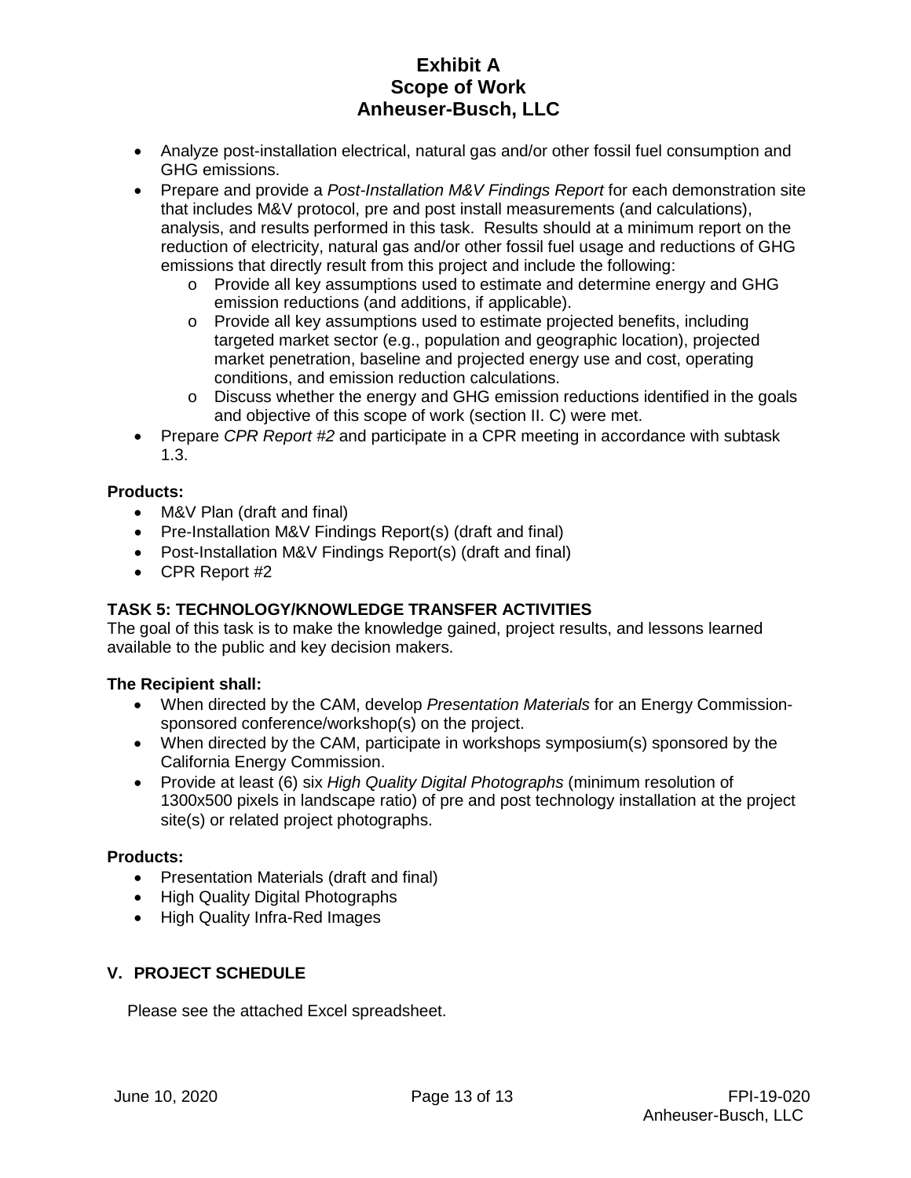- Analyze post-installation electrical, natural gas and/or other fossil fuel consumption and GHG emissions.
- Prepare and provide a *Post-Installation M&V Findings Report* for each demonstration site that includes M&V protocol, pre and post install measurements (and calculations), analysis, and results performed in this task. Results should at a minimum report on the reduction of electricity, natural gas and/or other fossil fuel usage and reductions of GHG emissions that directly result from this project and include the following:
    - Provide all key assumptions used to estimate and determine energy and GHG emission reductions (and additions, if applicable).
    - Provide all key assumptions used to estimate projected benefits, including targeted market sector (e.g., population and geographic location), projected market penetration, baseline and projected energy use and cost, operating conditions, and emission reduction calculations.
    - Discuss whether the energy and GHG emission reductions identified in the goals and objective of this scope of work (section II. C) were met.
- Prepare *CPR Report #2* and participate in a CPR meeting in accordance with subtask 1.3.

**Products:**

- M&V Plan (draft and final)
- Pre-Installation M&V Findings Report(s) (draft and final)
- Post-Installation M&V Findings Report(s) (draft and final)
- CPR Report #2

**TASK 5: TECHNOLOGY/KNOWLEDGE TRANSFER ACTIVITIES**

The goal of this task is to make the knowledge gained, project results, and lessons learned available to the public and key decision makers.

**The Recipient shall:**

- When directed by the CAM, develop *Presentation Materials* for an Energy Commission-sponsored conference/workshop(s) on the project.
- When directed by the CAM, participate in workshops symposium(s) sponsored by the California Energy Commission.
- Provide at least (6) six *High Quality Digital Photographs* (minimum resolution of 1300x500 pixels in landscape ratio) of pre and post technology installation at the project site(s) or related project photographs.

**Products:**

- Presentation Materials (draft and final)
- High Quality Digital Photographs
- High Quality Infra-Red Images

## V. PROJECT SCHEDULE

Please see the attached Excel spreadsheet.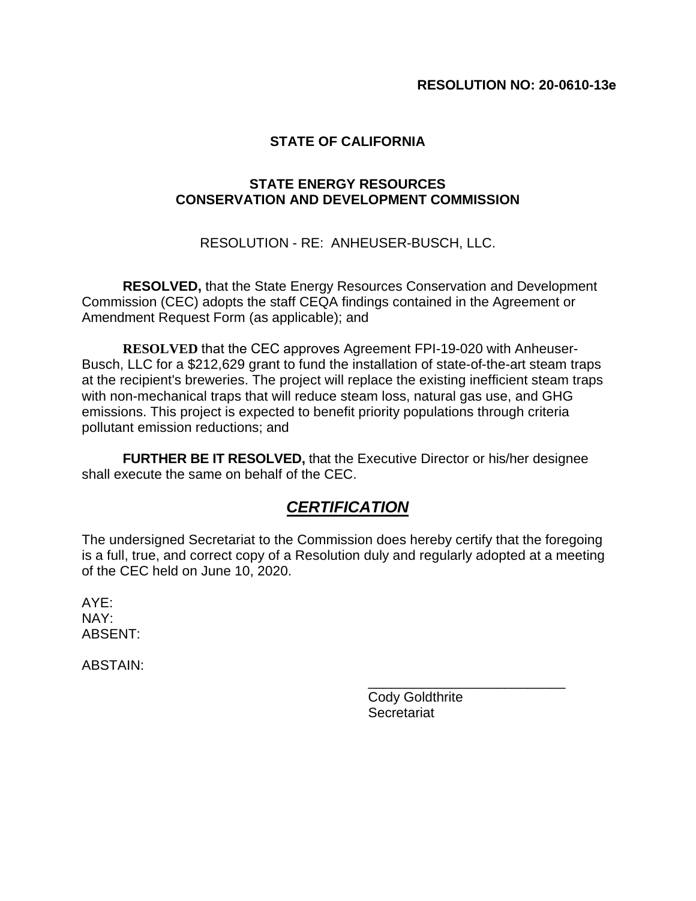**RESOLUTION NO: 20-0610-13e**

**STATE OF CALIFORNIA**

**STATE ENERGY RESOURCES
CONSERVATION AND DEVELOPMENT COMMISSION**

RESOLUTION - RE: ANHEUSER-BUSCH, LLC.

**RESOLVED,** that the State Energy Resources Conservation and Development Commission (CEC) adopts the staff CEQA findings contained in the Agreement or Amendment Request Form (as applicable); and

**RESOLVED** that the CEC approves Agreement FPI-19-020 with Anheuser-Busch, LLC for a $212,629 grant to fund the installation of state-of-the-art steam traps at the recipient's breweries. The project will replace the existing inefficient steam traps with non-mechanical traps that will reduce steam loss, natural gas use, and GHG emissions. This project is expected to benefit priority populations through criteria pollutant emission reductions; and

**FURTHER BE IT RESOLVED,** that the Executive Director or his/her designee shall execute the same on behalf of the CEC.

## ***CERTIFICATION***

The undersigned Secretariat to the Commission does hereby certify that the foregoing is a full, true, and correct copy of a Resolution duly and regularly adopted at a meeting of the CEC held on June 10, 2020.

AYE:
NAY:
ABSENT:

ABSTAIN:

\_\_\_\_\_\_\_\_\_\_\_\_\_\_\_\_\_\_\_\_\_\_\_\_\_\_
Cody Goldthrite
Secretariat